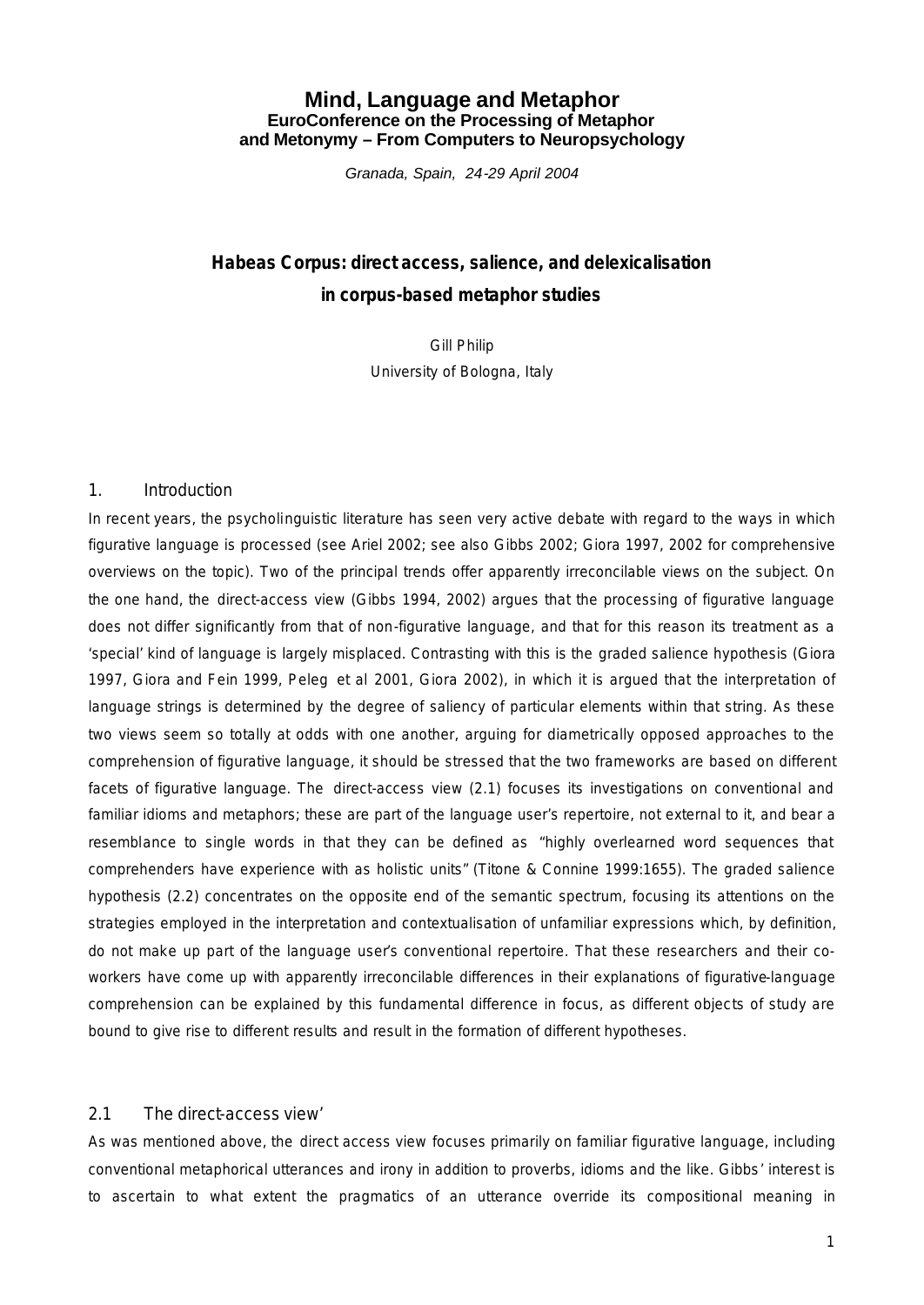# Mind, Language and Metaphor

**EuroConference on the Processing of Metaphor and Metonymy – From Computers to Neuropsychology**

*Granada, Spain, 24-29 April 2004*

## Habeas Corpus: direct access, salience, and delexicalisation in corpus-based metaphor studies

Gill Philip

University of Bologna, Italy

### 1. Introduction

In recent years, the psycholinguistic literature has seen very active debate with regard to the ways in which figurative language is processed (see Ariel 2002; see also Gibbs 2002; Giora 1997, 2002 for comprehensive overviews on the topic). Two of the principal trends offer apparently irreconcilable views on the subject. On the one hand, the direct-access view (Gibbs 1994, 2002) argues that the processing of figurative language does not differ significantly from that of non-figurative language, and that for this reason its treatment as a 'special' kind of language is largely misplaced. Contrasting with this is the graded salience hypothesis (Giora 1997, Giora and Fein 1999, Peleg et al 2001, Giora 2002), in which it is argued that the interpretation of language strings is determined by the degree of saliency of particular elements within that string. As these two views seem so totally at odds with one another, arguing for diametrically opposed approaches to the comprehension of figurative language, it should be stressed that the two frameworks are based on different facets of figurative language. The direct-access view (2.1) focuses its investigations on conventional and familiar idioms and metaphors; these are part of the language user's repertoire, not external to it, and bear a resemblance to single words in that they can be defined as "highly overlearned word sequences that comprehenders have experience with as holistic units" (Titone & Connine 1999:1655). The graded salience hypothesis (2.2) concentrates on the opposite end of the semantic spectrum, focusing its attentions on the strategies employed in the interpretation and contextualisation of unfamiliar expressions which, by definition, do not make up part of the language user's conventional repertoire. That these researchers and their co-workers have come up with apparently irreconcilable differences in their explanations of figurative-language comprehension can be explained by this fundamental difference in focus, as different objects of study are bound to give rise to different results and result in the formation of different hypotheses.

### 2.1 The direct-access view'

As was mentioned above, the direct access view focuses primarily on familiar figurative language, including conventional metaphorical utterances and irony in addition to proverbs, idioms and the like. Gibbs' interest is to ascertain to what extent the pragmatics of an utterance override its compositional meaning in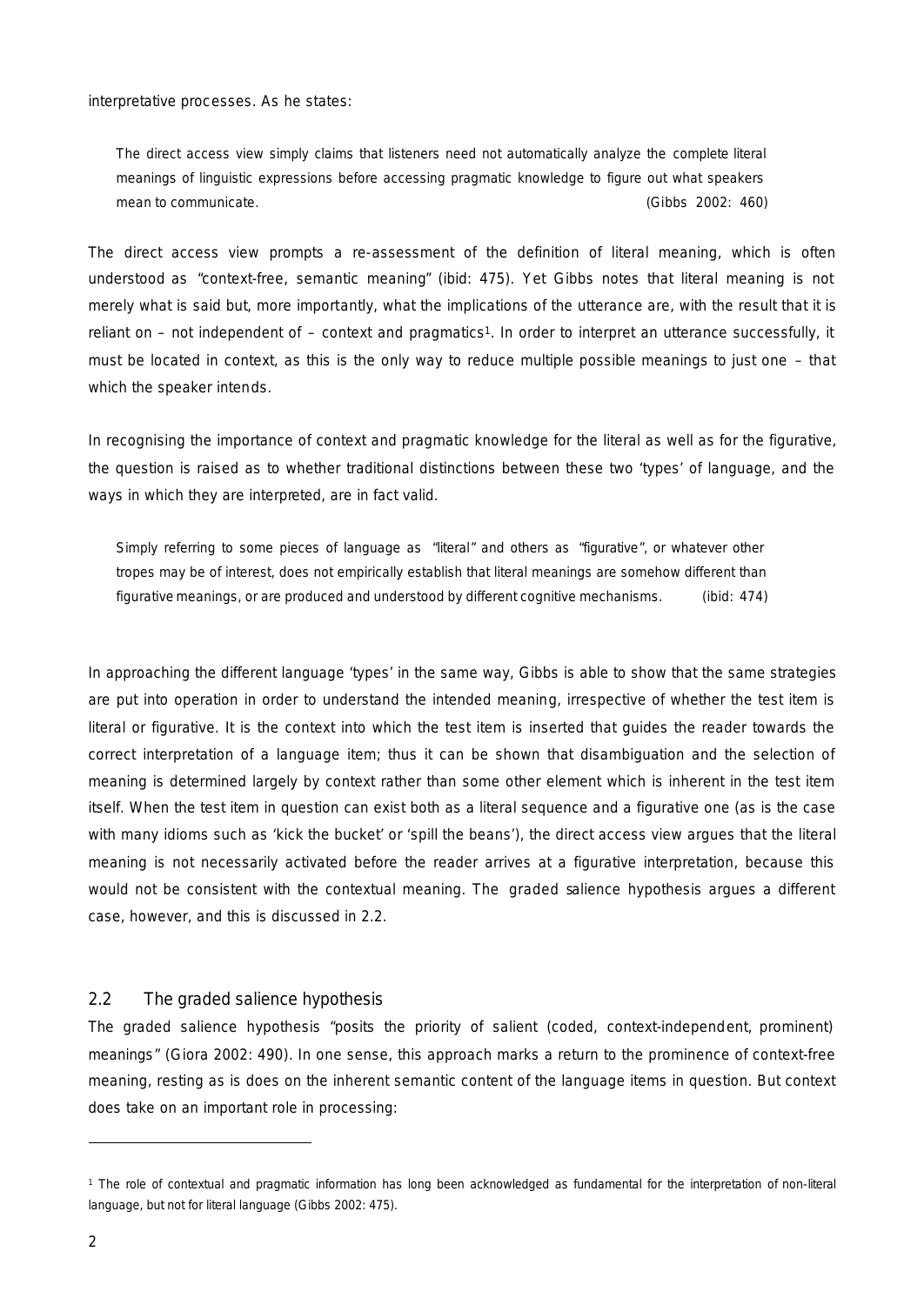interpretative processes. As he states:

> The direct access view simply claims that listeners need not automatically analyze the complete literal meanings of linguistic expressions before accessing pragmatic knowledge to figure out what speakers mean to communicate. (Gibbs 2002: 460)

The direct access view prompts a re-assessment of the definition of literal meaning, which is often understood as "context-free, semantic meaning" (ibid: 475). Yet Gibbs notes that literal meaning is not merely what is said but, more importantly, what the implications of the utterance are, with the result that it is reliant on – not independent of – context and pragmatics[1]. In order to interpret an utterance successfully, it must be located in context, as this is the only way to reduce multiple possible meanings to just one – that which the speaker intends.

In recognising the importance of context and pragmatic knowledge for the literal as well as for the figurative, the question is raised as to whether traditional distinctions between these two 'types' of language, and the ways in which they are interpreted, are in fact valid.

> Simply referring to some pieces of language as "literal" and others as "figurative", or whatever other tropes may be of interest, does not empirically establish that literal meanings are somehow different than figurative meanings, or are produced and understood by different cognitive mechanisms. (ibid: 474)

In approaching the different language 'types' in the same way, Gibbs is able to show that the same strategies are put into operation in order to understand the intended meaning, irrespective of whether the test item is literal or figurative. It is the context into which the test item is inserted that guides the reader towards the correct interpretation of a language item; thus it can be shown that disambiguation and the selection of meaning is determined largely by context rather than some other element which is inherent in the test item itself. When the test item in question can exist both as a literal sequence and a figurative one (as is the case with many idioms such as 'kick the bucket' or 'spill the beans'), the direct access view argues that the literal meaning is not necessarily activated before the reader arrives at a figurative interpretation, because this would not be consistent with the contextual meaning. The graded salience hypothesis argues a different case, however, and this is discussed in 2.2.

## 2.2 The graded salience hypothesis

The graded salience hypothesis "posits the priority of salient (coded, context-independent, prominent) meanings" (Giora 2002: 490). In one sense, this approach marks a return to the prominence of context-free meaning, resting as is does on the inherent semantic content of the language items in question. But context does take on an important role in processing:

---

[1] The role of contextual and pragmatic information has long been acknowledged as fundamental for the interpretation of non-literal language, but not for literal language (Gibbs 2002: 475).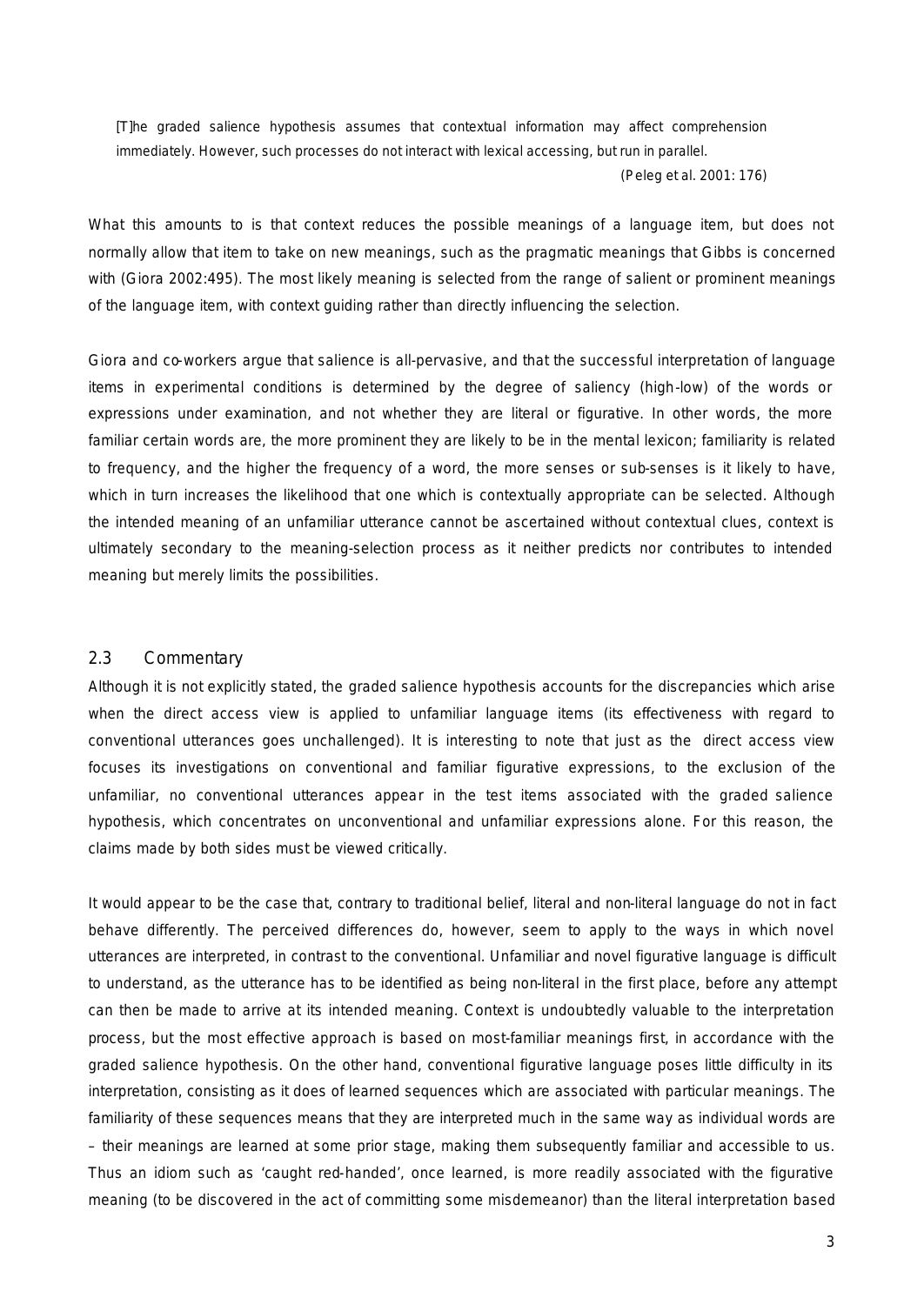> [T]he graded salience hypothesis assumes that contextual information may affect comprehension immediately. However, such processes do not interact with lexical accessing, but run in parallel.
>
> (Peleg et al. 2001: 176)

What this amounts to is that context reduces the possible meanings of a language item, but does not normally allow that item to take on new meanings, such as the pragmatic meanings that Gibbs is concerned with (Giora 2002:495). The most likely meaning is selected from the range of salient or prominent meanings of the language item, with context guiding rather than directly influencing the selection.

Giora and co-workers argue that salience is all-pervasive, and that the successful interpretation of language items in experimental conditions is determined by the degree of saliency (high-low) of the words or expressions under examination, and not whether they are literal or figurative. In other words, the more familiar certain words are, the more prominent they are likely to be in the mental lexicon; familiarity is related to frequency, and the higher the frequency of a word, the more senses or sub-senses is it likely to have, which in turn increases the likelihood that one which is contextually appropriate can be selected. Although the intended meaning of an unfamiliar utterance cannot be ascertained without contextual clues, context is ultimately secondary to the meaning-selection process as it neither predicts nor contributes to intended meaning but merely limits the possibilities.

## 2.3 Commentary

Although it is not explicitly stated, the graded salience hypothesis accounts for the discrepancies which arise when the direct access view is applied to unfamiliar language items (its effectiveness with regard to conventional utterances goes unchallenged). It is interesting to note that just as the direct access view focuses its investigations on conventional and familiar figurative expressions, to the exclusion of the unfamiliar, no conventional utterances appear in the test items associated with the graded salience hypothesis, which concentrates on unconventional and unfamiliar expressions alone. For this reason, the claims made by both sides must be viewed critically.

It would appear to be the case that, contrary to traditional belief, literal and non-literal language do not in fact behave differently. The perceived differences do, however, seem to apply to the ways in which novel utterances are interpreted, in contrast to the conventional. Unfamiliar and novel figurative language is difficult to understand, as the utterance has to be identified as being non-literal in the first place, before any attempt can then be made to arrive at its intended meaning. Context is undoubtedly valuable to the interpretation process, but the most effective approach is based on most-familiar meanings first, in accordance with the graded salience hypothesis. On the other hand, conventional figurative language poses little difficulty in its interpretation, consisting as it does of learned sequences which are associated with particular meanings. The familiarity of these sequences means that they are interpreted much in the same way as individual words are – their meanings are learned at some prior stage, making them subsequently familiar and accessible to us. Thus an idiom such as 'caught red-handed', once learned, is more readily associated with the figurative meaning (to be discovered in the act of committing some misdemeanor) than the literal interpretation based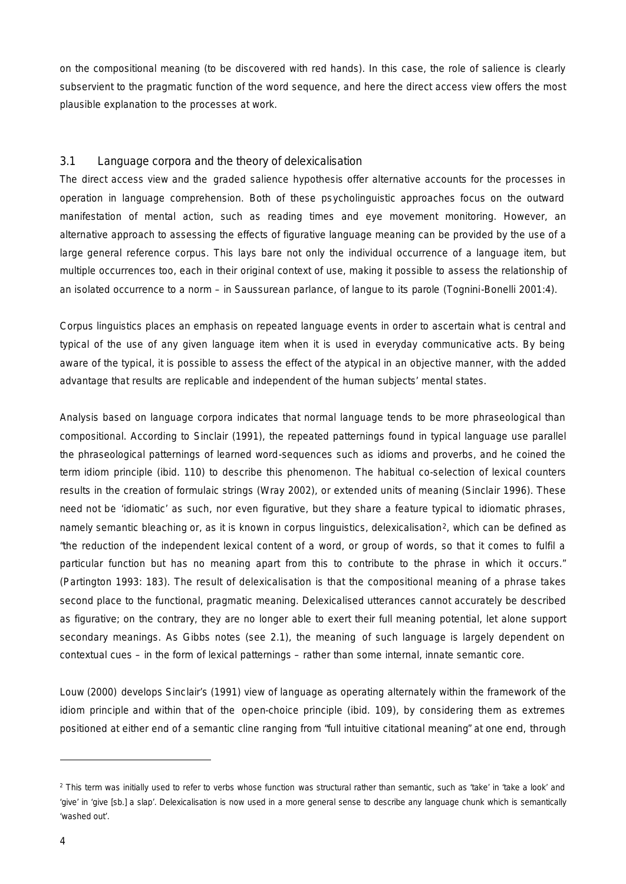on the compositional meaning (to be discovered with red hands). In this case, the role of salience is clearly subservient to the pragmatic function of the word sequence, and here the direct access view offers the most plausible explanation to the processes at work.

## 3.1 Language corpora and the theory of delexicalisation

The direct access view and the graded salience hypothesis offer alternative accounts for the processes in operation in language comprehension. Both of these psycholinguistic approaches focus on the outward manifestation of mental action, such as reading times and eye movement monitoring. However, an alternative approach to assessing the effects of figurative language meaning can be provided by the use of a large general reference corpus. This lays bare not only the individual occurrence of a language item, but multiple occurrences too, each in their original context of use, making it possible to assess the relationship of an isolated occurrence to a norm – in Saussurean parlance, of langue to its parole (Tognini-Bonelli 2001:4).

Corpus linguistics places an emphasis on repeated language events in order to ascertain what is central and typical of the use of any given language item when it is used in everyday communicative acts. By being aware of the typical, it is possible to assess the effect of the atypical in an objective manner, with the added advantage that results are replicable and independent of the human subjects' mental states.

Analysis based on language corpora indicates that normal language tends to be more phraseological than compositional. According to Sinclair (1991), the repeated patternings found in typical language use parallel the phraseological patternings of learned word-sequences such as idioms and proverbs, and he coined the term idiom principle (ibid. 110) to describe this phenomenon. The habitual co-selection of lexical counters results in the creation of formulaic strings (Wray 2002), or extended units of meaning (Sinclair 1996). These need not be 'idiomatic' as such, nor even figurative, but they share a feature typical to idiomatic phrases, namely semantic bleaching or, as it is known in corpus linguistics, delexicalisation[2], which can be defined as "the reduction of the independent lexical content of a word, or group of words, so that it comes to fulfil a particular function but has no meaning apart from this to contribute to the phrase in which it occurs." (Partington 1993: 183). The result of delexicalisation is that the compositional meaning of a phrase takes second place to the functional, pragmatic meaning. Delexicalised utterances cannot accurately be described as figurative; on the contrary, they are no longer able to exert their full meaning potential, let alone support secondary meanings. As Gibbs notes (see 2.1), the meaning of such language is largely dependent on contextual cues – in the form of lexical patternings – rather than some internal, innate semantic core.

Louw (2000) develops Sinclair's (1991) view of language as operating alternately within the framework of the idiom principle and within that of the open-choice principle (ibid. 109), by considering them as extremes positioned at either end of a semantic cline ranging from "full intuitive citational meaning" at one end, through

---

[2] This term was initially used to refer to verbs whose function was structural rather than semantic, such as 'take' in 'take a look' and 'give' in 'give [sb.] a slap'. Delexicalisation is now used in a more general sense to describe any language chunk which is semantically 'washed out'.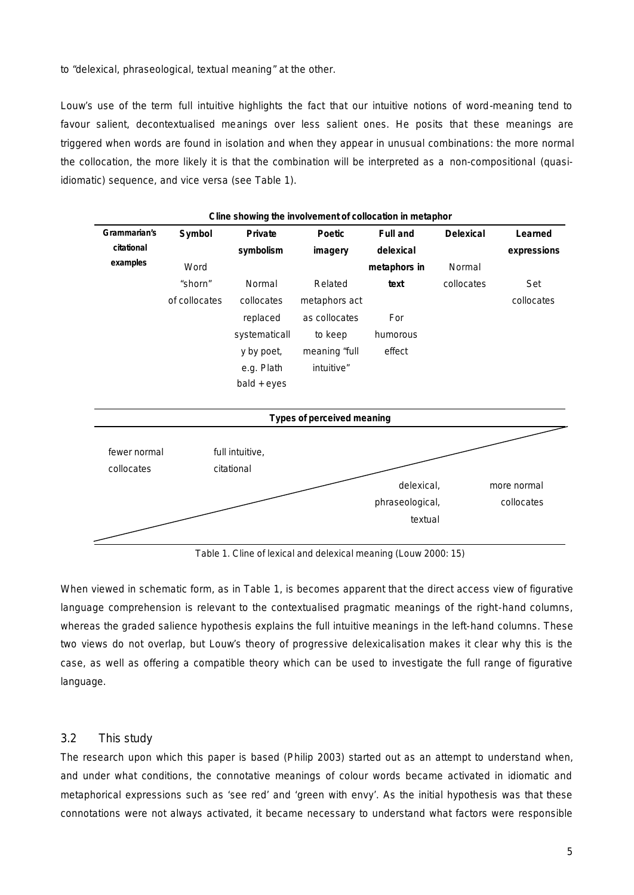to "delexical, phraseological, textual meaning" at the other.

Louw's use of the term full intuitive highlights the fact that our intuitive notions of word-meaning tend to favour salient, decontextualised meanings over less salient ones. He posits that these meanings are triggered when words are found in isolation and when they appear in unusual combinations: the more normal the collocation, the more likely it is that the combination will be interpreted as a non-compositional (quasi-idiomatic) sequence, and vice versa (see Table 1).

**Cline showing the involvement of collocation in metaphor**

| Grammarian's citational examples | Symbol | Private symbolism | Poetic imagery | Full and delexical metaphors in text | Delexical | Learned expressions |
|---|---|---|---|---|---|---|
| | Word "shorn" of collocates | Normal collocates replaced systematically by poet, e.g. Plath bald + eyes | Related metaphors act as collocates to keep meaning "full intuitive" | For humorous effect | Normal collocates | Set collocates |

**Types of perceived meaning**

| fewer normal collocates | full intuitive, citational | delexical, phraseological, textual | more normal collocates |
|---|---|---|---|

Table 1. Cline of lexical and delexical meaning (Louw 2000: 15)

When viewed in schematic form, as in Table 1, is becomes apparent that the direct access view of figurative language comprehension is relevant to the contextualised pragmatic meanings of the right-hand columns, whereas the graded salience hypothesis explains the full intuitive meanings in the left-hand columns. These two views do not overlap, but Louw's theory of progressive delexicalisation makes it clear why this is the case, as well as offering a compatible theory which can be used to investigate the full range of figurative language.

## 3.2 This study

The research upon which this paper is based (Philip 2003) started out as an attempt to understand when, and under what conditions, the connotative meanings of colour words became activated in idiomatic and metaphorical expressions such as 'see red' and 'green with envy'. As the initial hypothesis was that these connotations were not always activated, it became necessary to understand what factors were responsible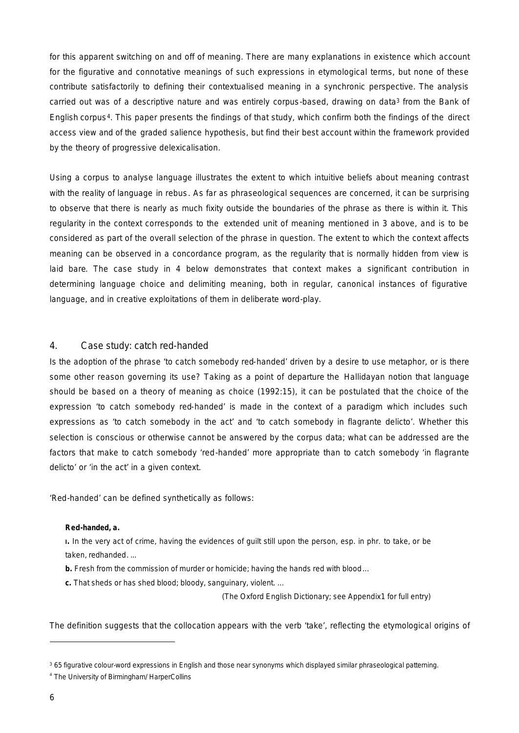for this apparent switching on and off of meaning. There are many explanations in existence which account for the figurative and connotative meanings of such expressions in etymological terms, but none of these contribute satisfactorily to defining their contextualised meaning in a synchronic perspective. The analysis carried out was of a descriptive nature and was entirely corpus-based, drawing on data[3] from the Bank of English corpus[4]. This paper presents the findings of that study, which confirm both the findings of the direct access view and of the graded salience hypothesis, but find their best account within the framework provided by the theory of progressive delexicalisation.

Using a corpus to analyse language illustrates the extent to which intuitive beliefs about meaning contrast with the reality of language in rebus. As far as phraseological sequences are concerned, it can be surprising to observe that there is nearly as much fixity outside the boundaries of the phrase as there is within it. This regularity in the context corresponds to the extended unit of meaning mentioned in 3 above, and is to be considered as part of the overall selection of the phrase in question. The extent to which the context affects meaning can be observed in a concordance program, as the regularity that is normally hidden from view is laid bare. The case study in 4 below demonstrates that context makes a significant contribution in determining language choice and delimiting meaning, both in regular, canonical instances of figurative language, and in creative exploitations of them in deliberate word-play.

## 4. Case study: catch red-handed

Is the adoption of the phrase 'to catch somebody red-handed' driven by a desire to use metaphor, or is there some other reason governing its use? Taking as a point of departure the Hallidayan notion that language should be based on a theory of meaning as choice (1992:15), it can be postulated that the choice of the expression 'to catch somebody red-handed' is made in the context of a paradigm which includes such expressions as 'to catch somebody in the act' and 'to catch somebody in flagrante delicto'. Whether this selection is conscious or otherwise cannot be answered by the corpus data; what can be addressed are the factors that make to catch somebody 'red-handed' more appropriate than to catch somebody 'in flagrante delicto' or 'in the act' in a given context.

'Red-handed' can be defined synthetically as follows:

> **Red-handed, a.**
>
> **ı.** In the very act of crime, having the evidences of guilt still upon the person, esp. in phr. to take, or be taken, redhanded. ...
>
> **b.** Fresh from the commission of murder or homicide; having the hands red with blood…
>
> **c.** That sheds or has shed blood; bloody, sanguinary, violent. ...
>
> (The Oxford English Dictionary; see Appendix1 for full entry)

The definition suggests that the collocation appears with the verb 'take', reflecting the etymological origins of

---

[3] 65 figurative colour-word expressions in English and those near synonyms which displayed similar phraseological patterning.

[4] The University of Birmingham/ HarperCollins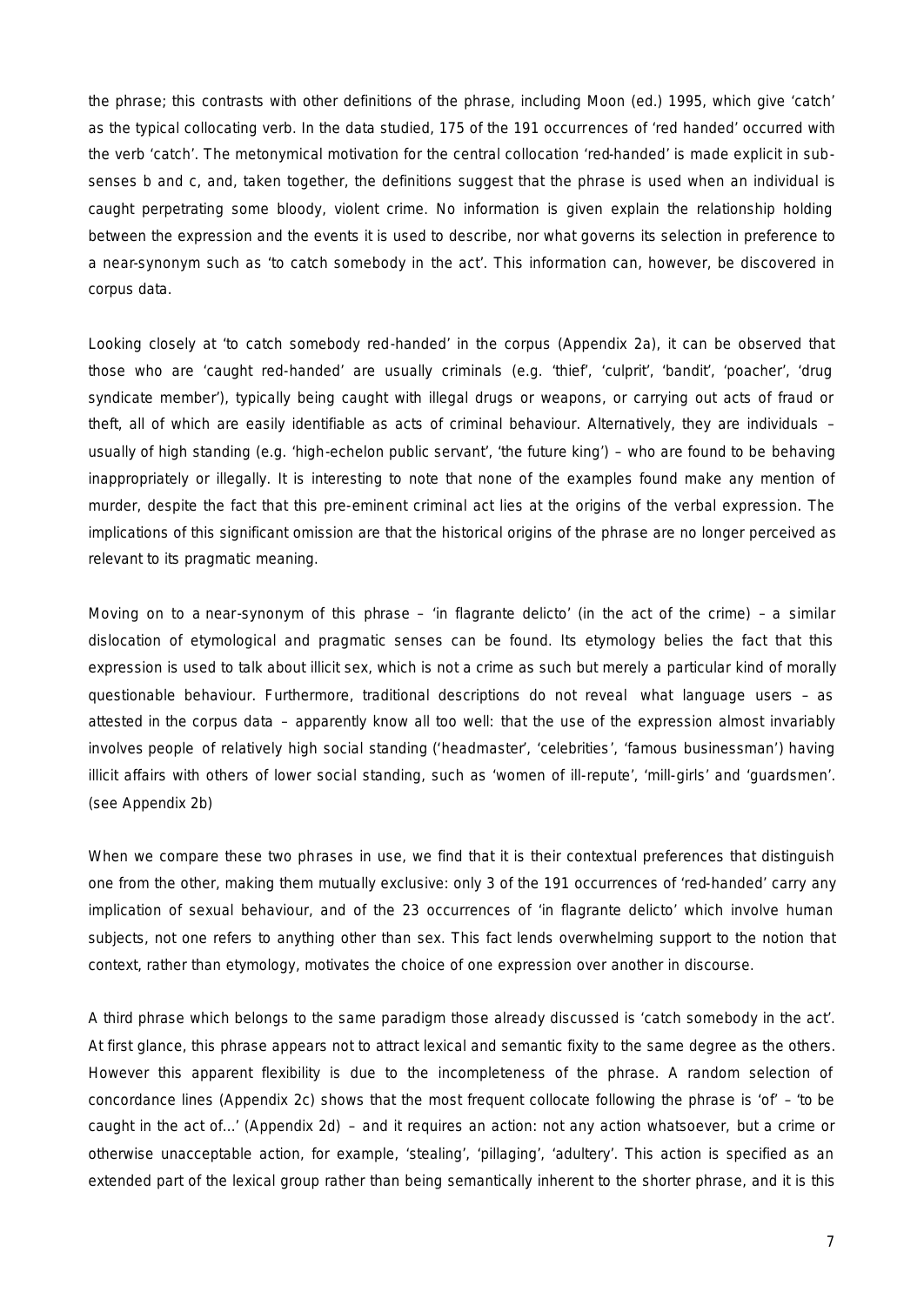the phrase; this contrasts with other definitions of the phrase, including Moon (ed.) 1995, which give 'catch' as the typical collocating verb. In the data studied, 175 of the 191 occurrences of 'red handed' occurred with the verb 'catch'. The metonymical motivation for the central collocation 'red-handed' is made explicit in sub-senses b and c, and, taken together, the definitions suggest that the phrase is used when an individual is caught perpetrating some bloody, violent crime. No information is given explain the relationship holding between the expression and the events it is used to describe, nor what governs its selection in preference to a near-synonym such as 'to catch somebody in the act'. This information can, however, be discovered in corpus data.

Looking closely at 'to catch somebody red-handed' in the corpus (Appendix 2a), it can be observed that those who are 'caught red-handed' are usually criminals (e.g. 'thief', 'culprit', 'bandit', 'poacher', 'drug syndicate member'), typically being caught with illegal drugs or weapons, or carrying out acts of fraud or theft, all of which are easily identifiable as acts of criminal behaviour. Alternatively, they are individuals – usually of high standing (e.g. 'high-echelon public servant', 'the future king') – who are found to be behaving inappropriately or illegally. It is interesting to note that none of the examples found make any mention of murder, despite the fact that this pre-eminent criminal act lies at the origins of the verbal expression. The implications of this significant omission are that the historical origins of the phrase are no longer perceived as relevant to its pragmatic meaning.

Moving on to a near-synonym of this phrase – 'in flagrante delicto' (in the act of the crime) – a similar dislocation of etymological and pragmatic senses can be found. Its etymology belies the fact that this expression is used to talk about illicit sex, which is not a crime as such but merely a particular kind of morally questionable behaviour. Furthermore, traditional descriptions do not reveal what language users – as attested in the corpus data – apparently know all too well: that the use of the expression almost invariably involves people of relatively high social standing ('headmaster', 'celebrities', 'famous businessman') having illicit affairs with others of lower social standing, such as 'women of ill-repute', 'mill-girls' and 'guardsmen'. (see Appendix 2b)

When we compare these two phrases in use, we find that it is their contextual preferences that distinguish one from the other, making them mutually exclusive: only 3 of the 191 occurrences of 'red-handed' carry any implication of sexual behaviour, and of the 23 occurrences of 'in flagrante delicto' which involve human subjects, not one refers to anything other than sex. This fact lends overwhelming support to the notion that context, rather than etymology, motivates the choice of one expression over another in discourse.

A third phrase which belongs to the same paradigm those already discussed is 'catch somebody in the act'. At first glance, this phrase appears not to attract lexical and semantic fixity to the same degree as the others. However this apparent flexibility is due to the incompleteness of the phrase. A random selection of concordance lines (Appendix 2c) shows that the most frequent collocate following the phrase is 'of' – 'to be caught in the act of…' (Appendix 2d) – and it requires an action: not any action whatsoever, but a crime or otherwise unacceptable action, for example, 'stealing', 'pillaging', 'adultery'. This action is specified as an extended part of the lexical group rather than being semantically inherent to the shorter phrase, and it is this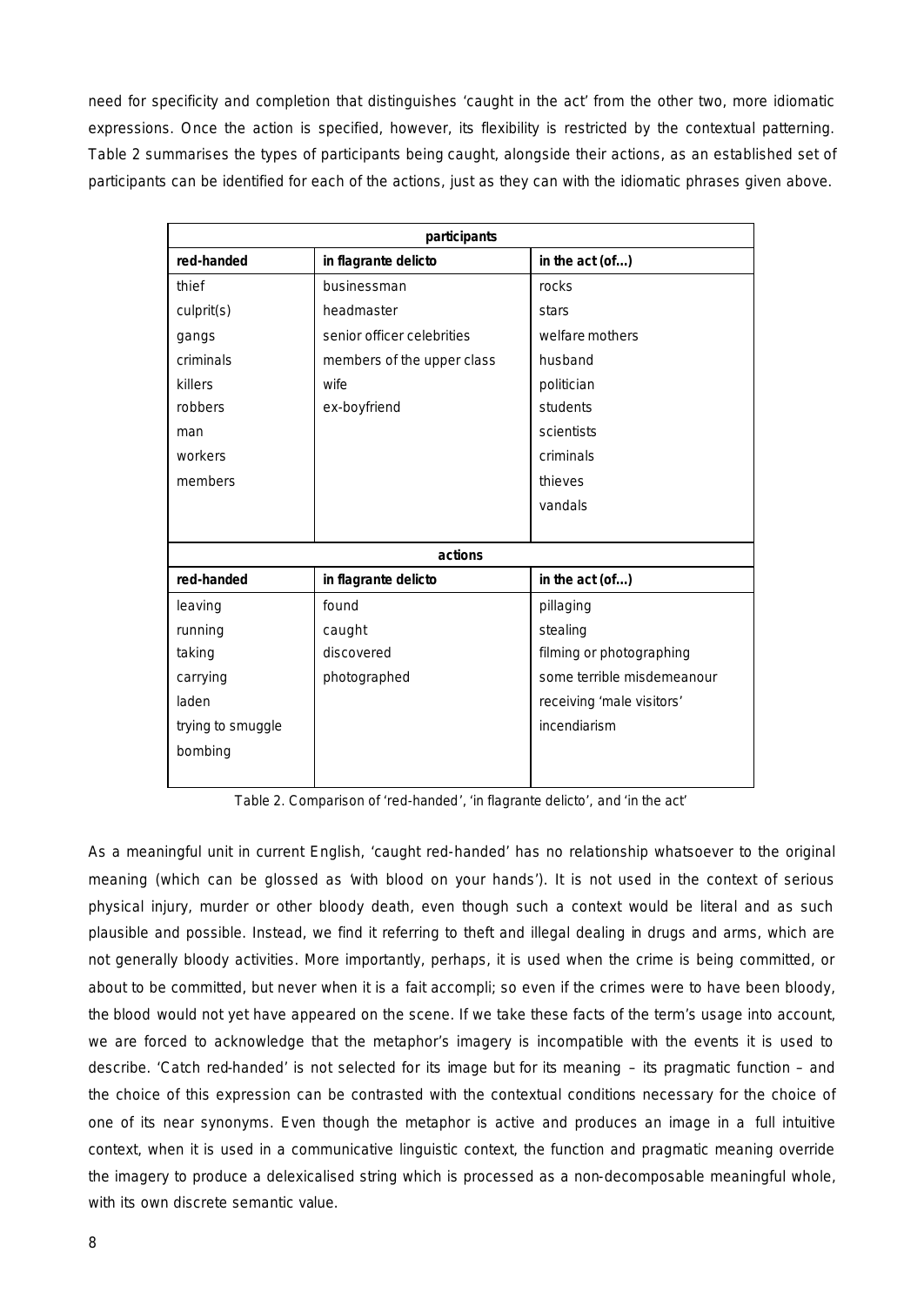need for specificity and completion that distinguishes 'caught in the act' from the other two, more idiomatic expressions. Once the action is specified, however, its flexibility is restricted by the contextual patterning. Table 2 summarises the types of participants being caught, alongside their actions, as an established set of participants can be identified for each of the actions, just as they can with the idiomatic phrases given above.

| participants | | |
|---|---|---|
| **red-handed** | **in flagrante delicto** | **in the act (of…)** |
| thief | businessman | rocks |
| culprit(s) | headmaster | stars |
| gangs | senior officer celebrities | welfare mothers |
| criminals | members of the upper class | husband |
| killers | wife | politician |
| robbers | ex-boyfriend | students |
| man | | scientists |
| workers | | criminals |
| members | | thieves |
| | | vandals |
| **actions** | | |
| **red-handed** | **in flagrante delicto** | **in the act (of…)** |
| leaving | found | pillaging |
| running | caught | stealing |
| taking | discovered | filming or photographing |
| carrying | photographed | some terrible misdemeanour |
| laden | | receiving 'male visitors' |
| trying to smuggle | | incendiarism |
| bombing | | |

Table 2. Comparison of 'red-handed', 'in flagrante delicto', and 'in the act'

As a meaningful unit in current English, 'caught red-handed' has no relationship whatsoever to the original meaning (which can be glossed as 'with blood on your hands'). It is not used in the context of serious physical injury, murder or other bloody death, even though such a context would be literal and as such plausible and possible. Instead, we find it referring to theft and illegal dealing in drugs and arms, which are not generally bloody activities. More importantly, perhaps, it is used when the crime is being committed, or about to be committed, but never when it is a fait accompli; so even if the crimes were to have been bloody, the blood would not yet have appeared on the scene. If we take these facts of the term's usage into account, we are forced to acknowledge that the metaphor's imagery is incompatible with the events it is used to describe. 'Catch red-handed' is not selected for its image but for its meaning – its pragmatic function – and the choice of this expression can be contrasted with the contextual conditions necessary for the choice of one of its near synonyms. Even though the metaphor is active and produces an image in a full intuitive context, when it is used in a communicative linguistic context, the function and pragmatic meaning override the imagery to produce a delexicalised string which is processed as a non-decomposable meaningful whole, with its own discrete semantic value.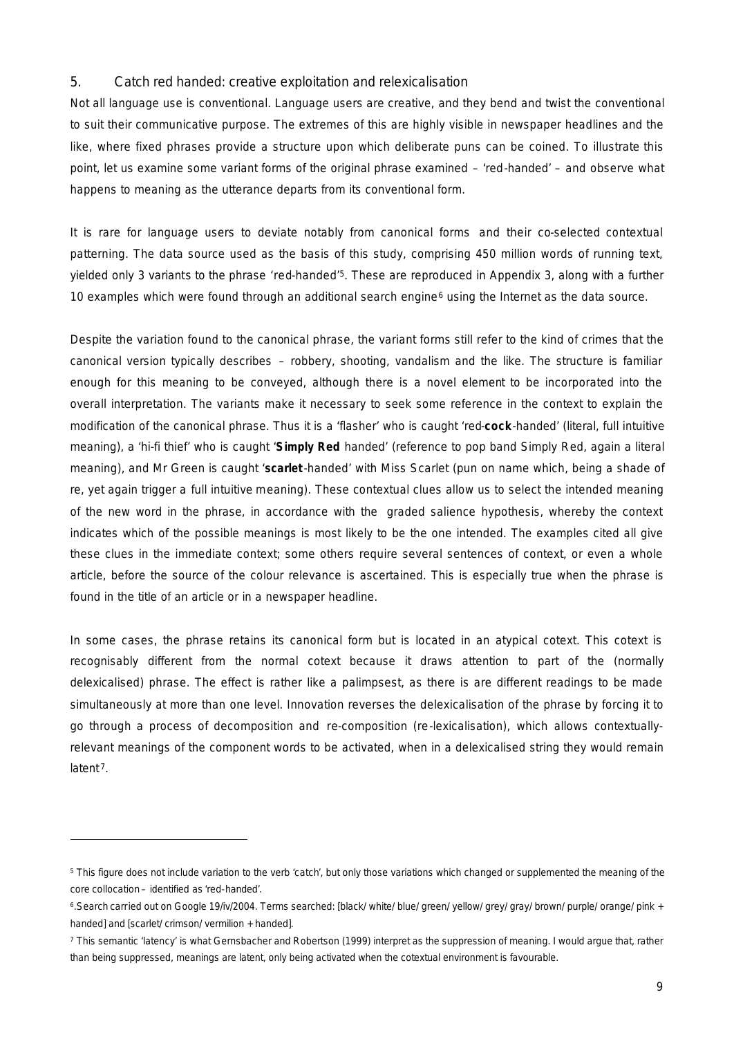## 5. Catch red handed: creative exploitation and relexicalisation

Not all language use is conventional. Language users are creative, and they bend and twist the conventional to suit their communicative purpose. The extremes of this are highly visible in newspaper headlines and the like, where fixed phrases provide a structure upon which deliberate puns can be coined. To illustrate this point, let us examine some variant forms of the original phrase examined – 'red-handed' – and observe what happens to meaning as the utterance departs from its conventional form.

It is rare for language users to deviate notably from canonical forms and their co-selected contextual patterning. The data source used as the basis of this study, comprising 450 million words of running text, yielded only 3 variants to the phrase 'red-handed'[5]. These are reproduced in Appendix 3, along with a further 10 examples which were found through an additional search engine[6] using the Internet as the data source.

Despite the variation found to the canonical phrase, the variant forms still refer to the kind of crimes that the canonical version typically describes – robbery, shooting, vandalism and the like. The structure is familiar enough for this meaning to be conveyed, although there is a novel element to be incorporated into the overall interpretation. The variants make it necessary to seek some reference in the context to explain the modification of the canonical phrase. Thus it is a 'flasher' who is caught 'red-**cock**-handed' (literal, full intuitive meaning), a 'hi-fi thief' who is caught '**Simply Red** handed' (reference to pop band Simply Red, again a literal meaning), and Mr Green is caught '**scarlet**-handed' with Miss Scarlet (pun on name which, being a shade of re, yet again trigger a full intuitive meaning). These contextual clues allow us to select the intended meaning of the new word in the phrase, in accordance with the graded salience hypothesis, whereby the context indicates which of the possible meanings is most likely to be the one intended. The examples cited all give these clues in the immediate context; some others require several sentences of context, or even a whole article, before the source of the colour relevance is ascertained. This is especially true when the phrase is found in the title of an article or in a newspaper headline.

In some cases, the phrase retains its canonical form but is located in an atypical cotext. This cotext is recognisably different from the normal cotext because it draws attention to part of the (normally delexicalised) phrase. The effect is rather like a palimpsest, as there is are different readings to be made simultaneously at more than one level. Innovation reverses the delexicalisation of the phrase by forcing it to go through a process of decomposition and re-composition (re-lexicalisation), which allows contextually-relevant meanings of the component words to be activated, when in a delexicalised string they would remain latent[7].

---

[5] This figure does not include variation to the verb 'catch', but only those variations which changed or supplemented the meaning of the core collocation – identified as 'red-handed'.

[6] Search carried out on Google 19/iv/2004. Terms searched: [black/ white/ blue/ green/ yellow/ grey/ gray/ brown/ purple/ orange/ pink + handed] and [scarlet/ crimson/ vermilion + handed].

[7] This semantic 'latency' is what Gernsbacher and Robertson (1999) interpret as the suppression of meaning. I would argue that, rather than being suppressed, meanings are latent, only being activated when the cotextual environment is favourable.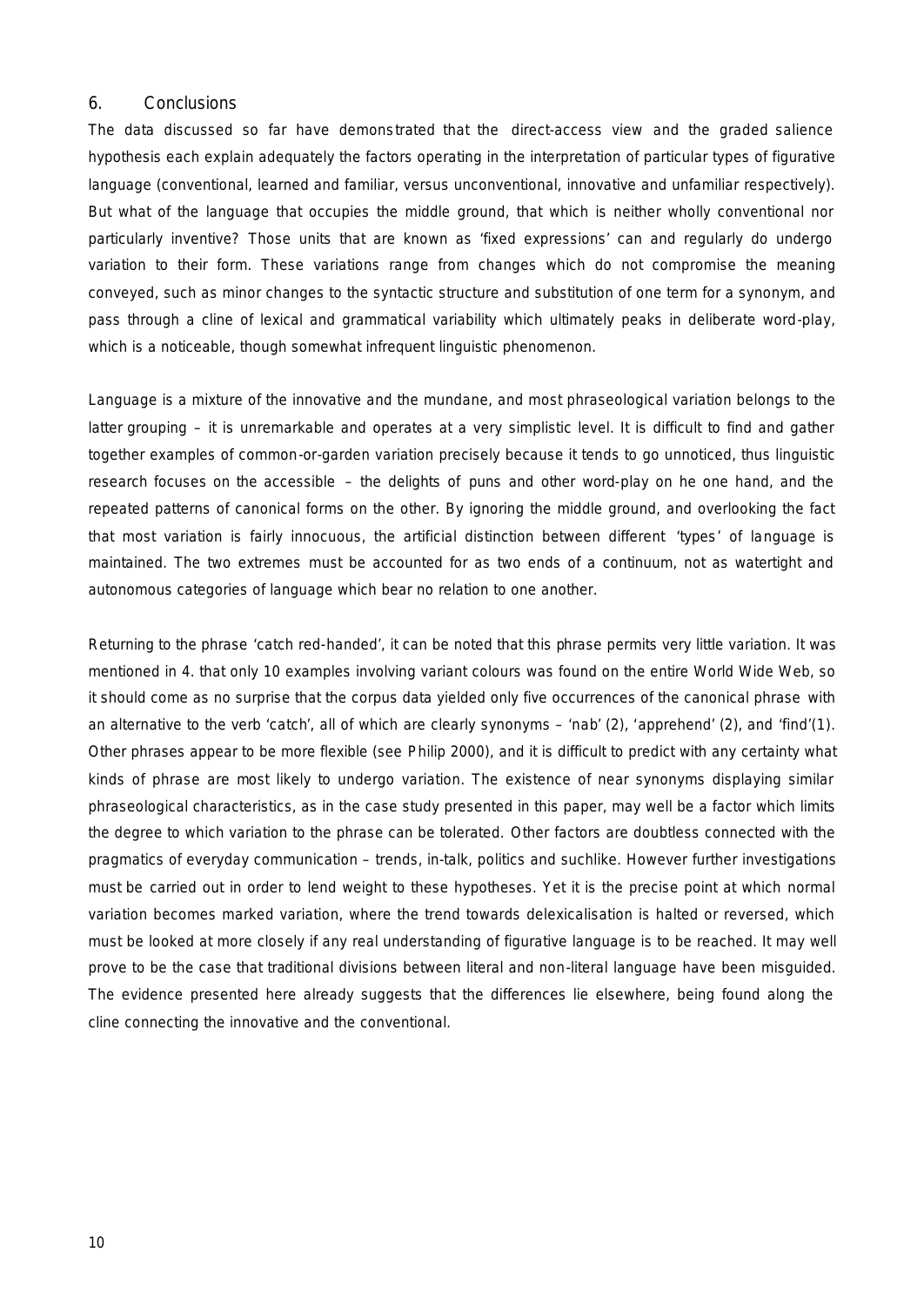## 6. Conclusions

The data discussed so far have demonstrated that the direct-access view and the graded salience hypothesis each explain adequately the factors operating in the interpretation of particular types of figurative language (conventional, learned and familiar, versus unconventional, innovative and unfamiliar respectively). But what of the language that occupies the middle ground, that which is neither wholly conventional nor particularly inventive? Those units that are known as 'fixed expressions' can and regularly do undergo variation to their form. These variations range from changes which do not compromise the meaning conveyed, such as minor changes to the syntactic structure and substitution of one term for a synonym, and pass through a cline of lexical and grammatical variability which ultimately peaks in deliberate word-play, which is a noticeable, though somewhat infrequent linguistic phenomenon.

Language is a mixture of the innovative and the mundane, and most phraseological variation belongs to the latter grouping – it is unremarkable and operates at a very simplistic level. It is difficult to find and gather together examples of common-or-garden variation precisely because it tends to go unnoticed, thus linguistic research focuses on the accessible – the delights of puns and other word-play on he one hand, and the repeated patterns of canonical forms on the other. By ignoring the middle ground, and overlooking the fact that most variation is fairly innocuous, the artificial distinction between different 'types' of language is maintained. The two extremes must be accounted for as two ends of a continuum, not as watertight and autonomous categories of language which bear no relation to one another.

Returning to the phrase 'catch red-handed', it can be noted that this phrase permits very little variation. It was mentioned in 4. that only 10 examples involving variant colours was found on the entire World Wide Web, so it should come as no surprise that the corpus data yielded only five occurrences of the canonical phrase with an alternative to the verb 'catch', all of which are clearly synonyms – 'nab' (2), 'apprehend' (2), and 'find'(1). Other phrases appear to be more flexible (see Philip 2000), and it is difficult to predict with any certainty what kinds of phrase are most likely to undergo variation. The existence of near synonyms displaying similar phraseological characteristics, as in the case study presented in this paper, may well be a factor which limits the degree to which variation to the phrase can be tolerated. Other factors are doubtless connected with the pragmatics of everyday communication – trends, in-talk, politics and suchlike. However further investigations must be carried out in order to lend weight to these hypotheses. Yet it is the precise point at which normal variation becomes marked variation, where the trend towards delexicalisation is halted or reversed, which must be looked at more closely if any real understanding of figurative language is to be reached. It may well prove to be the case that traditional divisions between literal and non-literal language have been misguided. The evidence presented here already suggests that the differences lie elsewhere, being found along the cline connecting the innovative and the conventional.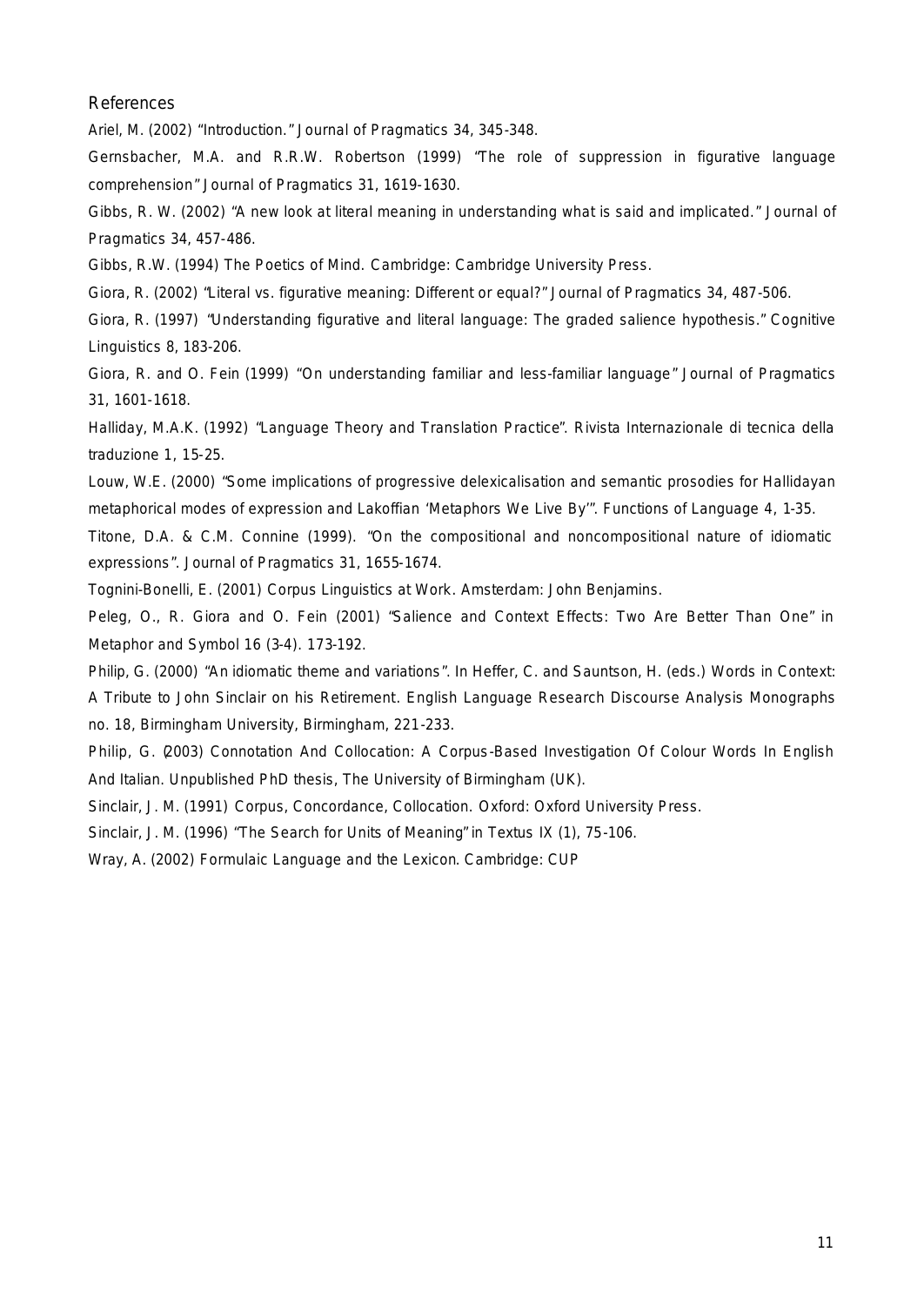## References

Ariel, M. (2002) "Introduction." Journal of Pragmatics 34, 345-348.

Gernsbacher, M.A. and R.R.W. Robertson (1999) "The role of suppression in figurative language comprehension" Journal of Pragmatics 31, 1619-1630.

Gibbs, R. W. (2002) "A new look at literal meaning in understanding what is said and implicated." Journal of Pragmatics 34, 457-486.

Gibbs, R.W. (1994) The Poetics of Mind. Cambridge: Cambridge University Press.

Giora, R. (2002) "Literal vs. figurative meaning: Different or equal?" Journal of Pragmatics 34, 487-506.

Giora, R. (1997) "Understanding figurative and literal language: The graded salience hypothesis." Cognitive Linguistics 8, 183-206.

Giora, R. and O. Fein (1999) "On understanding familiar and less-familiar language" Journal of Pragmatics 31, 1601-1618.

Halliday, M.A.K. (1992) "Language Theory and Translation Practice". Rivista Internazionale di tecnica della traduzione 1, 15-25.

Louw, W.E. (2000) "Some implications of progressive delexicalisation and semantic prosodies for Hallidayan metaphorical modes of expression and Lakoffian 'Metaphors We Live By'". Functions of Language 4, 1-35.

Titone, D.A. & C.M. Connine (1999). "On the compositional and noncompositional nature of idiomatic expressions". Journal of Pragmatics 31, 1655-1674.

Tognini-Bonelli, E. (2001) Corpus Linguistics at Work. Amsterdam: John Benjamins.

Peleg, O., R. Giora and O. Fein (2001) "Salience and Context Effects: Two Are Better Than One" in Metaphor and Symbol 16 (3-4). 173-192.

Philip, G. (2000) "An idiomatic theme and variations". In Heffer, C. and Sauntson, H. (eds.) Words in Context: A Tribute to John Sinclair on his Retirement. English Language Research Discourse Analysis Monographs no. 18, Birmingham University, Birmingham, 221-233.

Philip, G. (2003) Connotation And Collocation: A Corpus-Based Investigation Of Colour Words In English And Italian. Unpublished PhD thesis, The University of Birmingham (UK).

Sinclair, J. M. (1991) Corpus, Concordance, Collocation. Oxford: Oxford University Press.

Sinclair, J. M. (1996) "The Search for Units of Meaning" in Textus IX (1), 75-106.

Wray, A. (2002) Formulaic Language and the Lexicon. Cambridge: CUP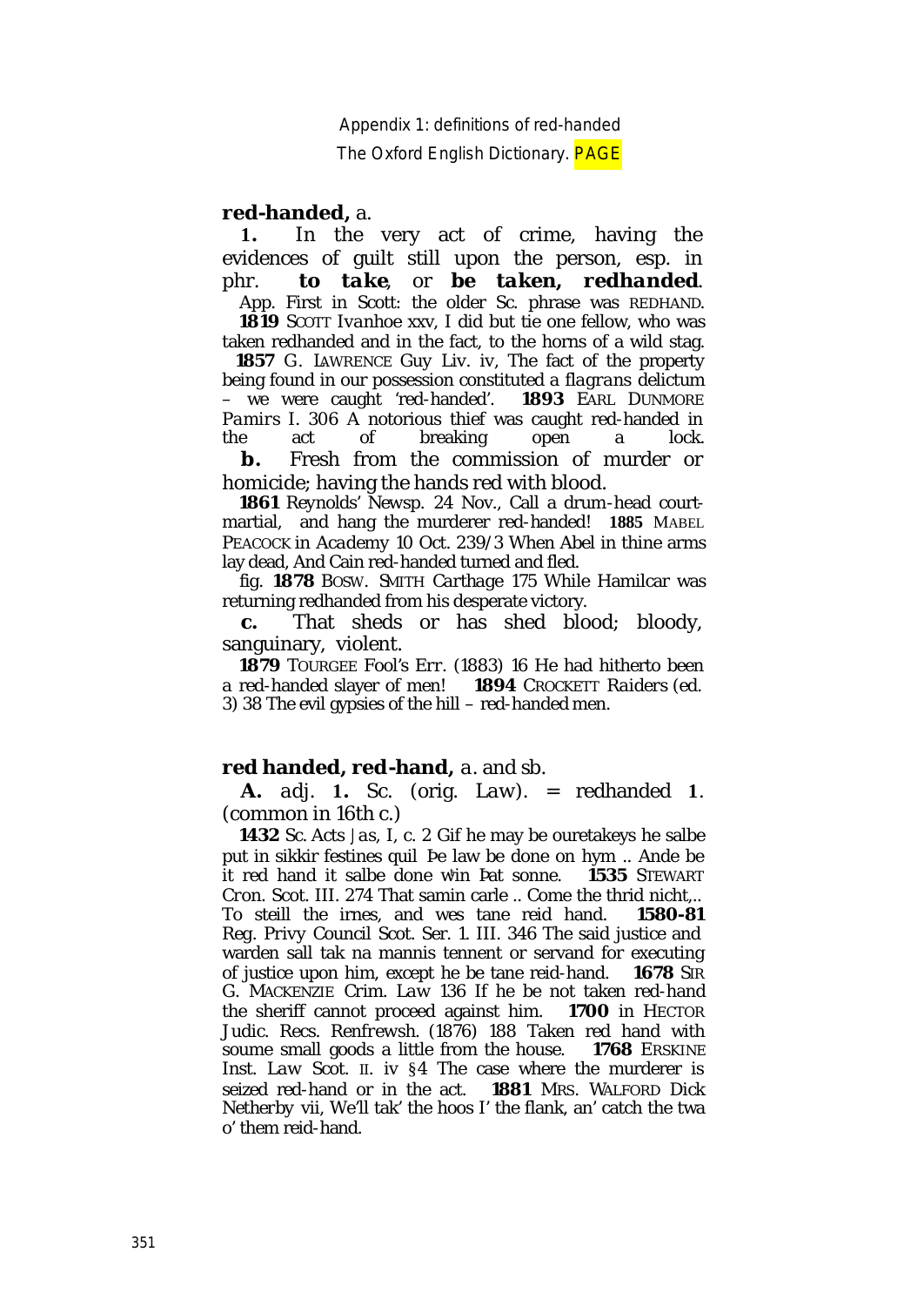Appendix 1: definitions of *red-handed*

The Oxford English Dictionary. PAGE

**red-handed,** *a.*

**1.** In the very act of crime, having the evidences of guilt still upon the person, esp. in phr. ***to take***, or ***be taken, redhanded***.

App. First in Scott: the older Sc. phrase was REDHAND. **1819** SCOTT *Ivanhoe* xxv, I did but tie one fellow, who was taken redhanded and in the fact, to the horns of a wild stag. **1857** G. LAWRENCE *Guy Liv.* iv, The fact of the property being found in our possession constituted a *flagrans* delictum – we were caught 'red-handed'. **1893** EARL DUNMORE *Pamirs* I. 306 A notorious thief was caught red-handed in the act of breaking open a lock.

**b.** Fresh from the commission of murder or homicide; having the hands red with blood.

**1861** Reynolds' Newsp. 24 Nov., Call a drum-head court-martial, and hang the murderer red-handed! **1885** MABEL PEACOCK in *Academy* 10 Oct. 239/3 When Abel in thine arms lay dead, And Cain red-handed turned and fled.

fig. **1878** BOSW. SMITH *Carthage* 175 While Hamilcar was returning redhanded from his desperate victory.

**c.** That sheds or has shed blood; bloody, sanguinary, violent.

**1879** TOURGEE *Fool's Err.* (1883) 16 He had hitherto been a red-handed slayer of men! **1894** CROCKETT *Raiders* (ed. 3) 38 The evil gypsies of the hill – red-handed men.

**red handed, red-hand,** *a.* and *sb.*

**A.** *adj.* **1.** Sc. (orig. *Law*). = redhanded **1**. (common in 16th c.)

**1432** Sc. Acts *Jas*, I, c. 2 Gif he may be ouretakeys he salbe put in sikkir festines quil Þe law be done on hym .. Ande be it red hand it salbe done wᵗin Þat sonne. **1535** STEWART *Cron. Scot.* III. 274 That samin carle .. Come the thrid nicht,.. To steill the irnes, and wes tane reid hand. **1580-81** Reg. Privy Council Scot. Ser. 1. III. 346 The said justice and warden sall tak na mannis tennent or servand for executing of justice upon him, except he be tane reid-hand. **1678** SIR G. MACKENZIE *Crim. Law* 136 If he be not taken red-hand the sheriff cannot proceed against him. **1700** in HECTOR *Judic. Recs. Renfrewsh.* (1876) 188 Taken red hand with soume small goods a little from the house. **1768** ERSKINE *Inst. Law Scot.* II. iv §4 The case where the murderer is seized red-hand or in the act. **1881** MRS. WALFORD *Dick Netherby* vii, We'll tak' the hoos I' the flank, an' catch the twa o' them reid-hand.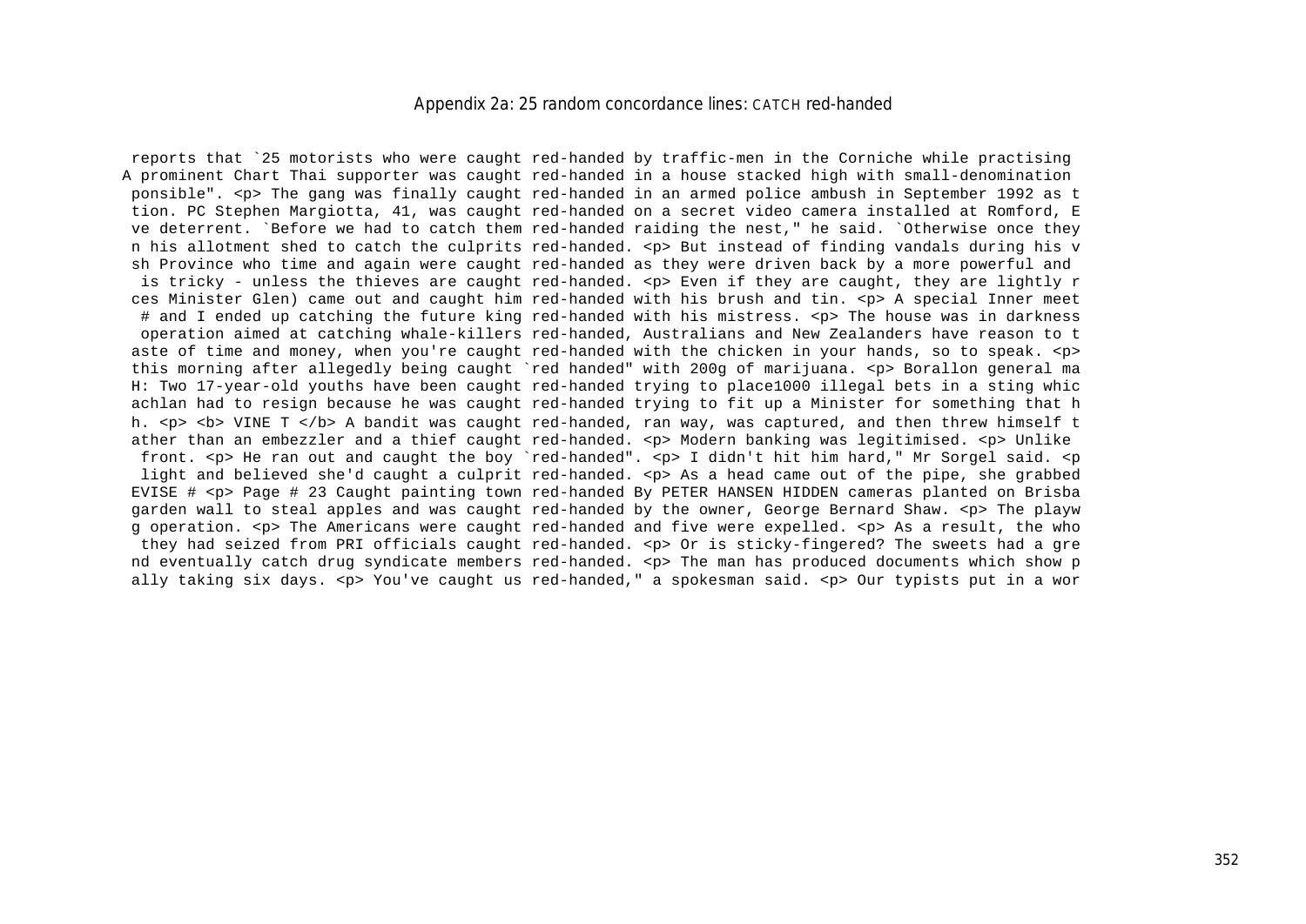Appendix 2a: 25 random concordance lines: CATCH red-handed

```
reports that `25 motorists who were caught red-handed by traffic-men in the Corniche while practising
A prominent Chart Thai supporter was caught red-handed in a house stacked high with small-denomination
 ponsible". <p> The gang was finally caught red-handed in an armed police ambush in September 1992 as t
 tion. PC Stephen Margiotta, 41, was caught red-handed on a secret video camera installed at Romford, E
 ve deterrent. `Before we had to catch them red-handed raiding the nest," he said. `Otherwise once they
 n his allotment shed to catch the culprits red-handed. <p> But instead of finding vandals during his v
 sh Province who time and again were caught red-handed as they were driven back by a more powerful and
  is tricky - unless the thieves are caught red-handed. <p> Even if they are caught, they are lightly r
 ces Minister Glen) came out and caught him red-handed with his brush and tin. <p> A special Inner meet
  # and I ended up catching the future king red-handed with his mistress. <p> The house was in darkness
  operation aimed at catching whale-killers red-handed, Australians and New Zealanders have reason to t
 aste of time and money, when you're caught red-handed with the chicken in your hands, so to speak. <p>
 this morning after allegedly being caught `red handed" with 200g of marijuana. <p> Borallon general ma
 H: Two 17-year-old youths have been caught red-handed trying to place1000 illegal bets in a sting whic
 achlan had to resign because he was caught red-handed trying to fit up a Minister for something that h
 h. <p> <b> VINE T </b> A bandit was caught red-handed, ran way, was captured, and then threw himself t
 ather than an embezzler and a thief caught red-handed. <p> Modern banking was legitimised. <p> Unlike
  front. <p> He ran out and caught the boy `red-handed". <p> I didn't hit him hard," Mr Sorgel said. <p
  light and believed she'd caught a culprit red-handed. <p> As a head came out of the pipe, she grabbed
 EVISE # <p> Page # 23 Caught painting town red-handed By PETER HANSEN HIDDEN cameras planted on Brisba
 garden wall to steal apples and was caught red-handed by the owner, George Bernard Shaw. <p> The playw
 g operation. <p> The Americans were caught red-handed and five were expelled. <p> As a result, the who
  they had seized from PRI officials caught red-handed. <p> Or is sticky-fingered? The sweets had a gre
 nd eventually catch drug syndicate members red-handed. <p> The man has produced documents which show p
 ally taking six days. <p> You've caught us red-handed," a spokesman said. <p> Our typists put in a wor
```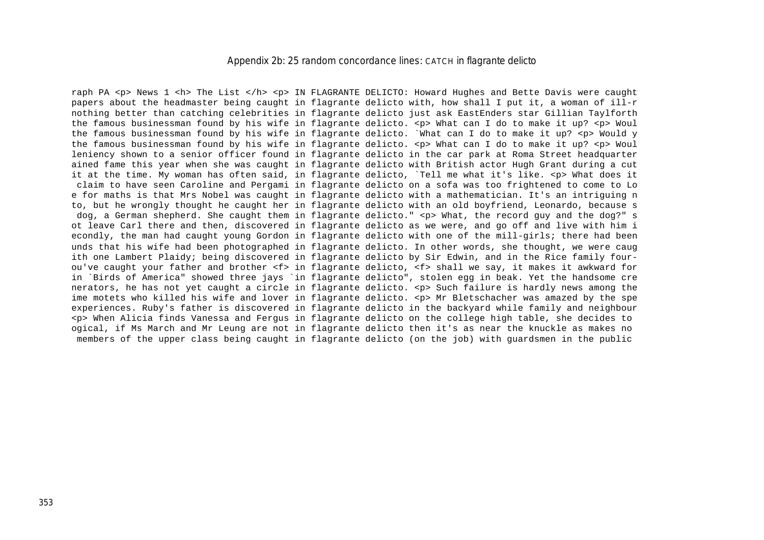## Appendix 2b: 25 random concordance lines: CATCH in flagrante delicto

```
raph PA <p> News 1 <h> The List </h> <p> IN FLAGRANTE DELICTO: Howard Hughes and Bette Davis were caught
papers about the headmaster being caught in flagrante delicto with, how shall I put it, a woman of ill-r
nothing better than catching celebrities in flagrante delicto just ask EastEnders star Gillian Taylforth
the famous businessman found by his wife in flagrante delicto. <p> What can I do to make it up? <p> Woul
the famous businessman found by his wife in flagrante delicto. `What can I do to make it up? <p> Would y
the famous businessman found by his wife in flagrante delicto. <p> What can I do to make it up? <p> Woul
leniency shown to a senior officer found in flagrante delicto in the car park at Roma Street headquarter
ained fame this year when she was caught in flagrante delicto with British actor Hugh Grant during a cut
it at the time. My woman has often said, in flagrante delicto, `Tell me what it's like. <p> What does it
 claim to have seen Caroline and Pergami in flagrante delicto on a sofa was too frightened to come to Lo
e for maths is that Mrs Nobel was caught in flagrante delicto with a mathematician. It's an intriguing n
to, but he wrongly thought he caught her in flagrante delicto with an old boyfriend, Leonardo, because s
 dog, a German shepherd. She caught them in flagrante delicto." <p> What, the record guy and the dog?" s
ot leave Carl there and then, discovered in flagrante delicto as we were, and go off and live with him i
econdly, the man had caught young Gordon in flagrante delicto with one of the mill-girls; there had been
unds that his wife had been photographed in flagrante delicto. In other words, she thought, we were caug
ith one Lambert Plaidy; being discovered in flagrante delicto by Sir Edwin, and in the Rice family four-
ou've caught your father and brother <f> in flagrante delicto, <f> shall we say, it makes it awkward for
in `Birds of America" showed three jays `in flagrante delicto", stolen egg in beak. Yet the handsome cre
nerators, he has not yet caught a circle in flagrante delicto. <p> Such failure is hardly news among the
ime motets who killed his wife and lover in flagrante delicto. <p> Mr Bletschacher was amazed by the spe
experiences. Ruby's father is discovered in flagrante delicto in the backyard while family and neighbour
<p> When Alicia finds Vanessa and Fergus in flagrante delicto on the college high table, she decides to
ogical, if Ms March and Mr Leung are not in flagrante delicto then it's as near the knuckle as makes no
 members of the upper class being caught in flagrante delicto (on the job) with guardsmen in the public
```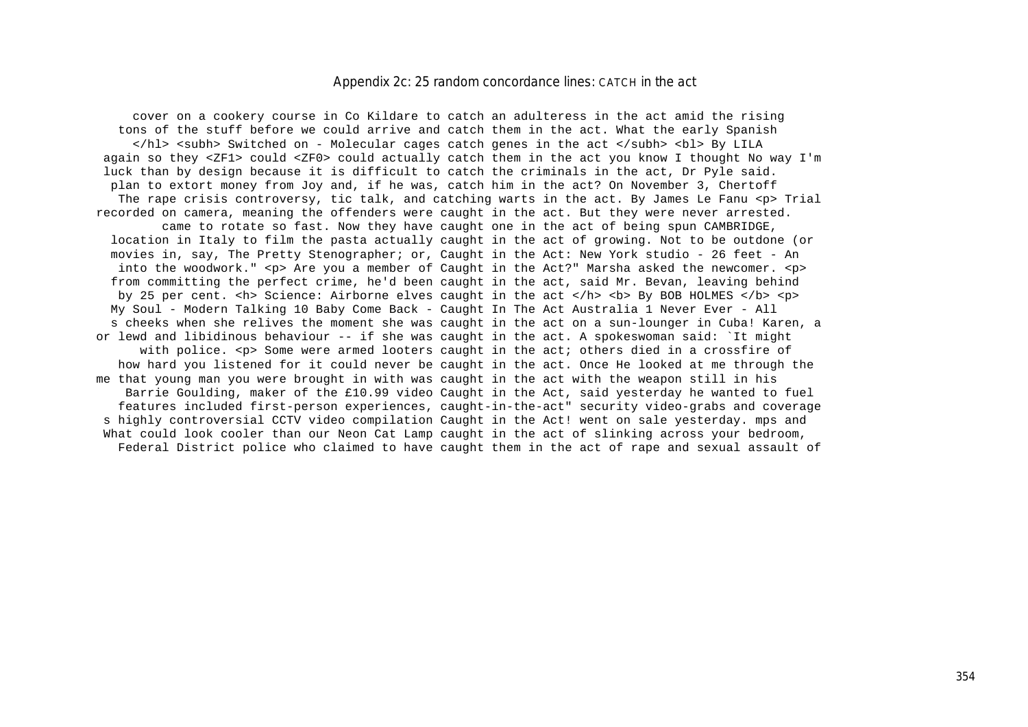## Appendix 2c: 25 random concordance lines: CATCH in the act

```
     cover on a cookery course in Co Kildare to catch an adulteress in the act amid the rising
    tons of the stuff before we could arrive and catch them in the act. What the early Spanish
      </hl> <subh> Switched on - Molecular cages catch genes in the act </subh> <bl> By LILA
  again so they <ZF1> could <ZF0> could actually catch them in the act you know I thought No way I'm
  luck than by design because it is difficult to catch the criminals in the act, Dr Pyle said.
   plan to extort money from Joy and, if he was, catch him in the act? On November 3, Chertoff
    The rape crisis controversy, tic talk, and catching warts in the act. By James Le Fanu <p> Trial
recorded on camera, meaning the offenders were caught in the act. But they were never arrested.
        came to rotate so fast. Now they have caught one in the act of being spun CAMBRIDGE,
   location in Italy to film the pasta actually caught in the act of growing. Not to be outdone (or
   movies in, say, The Pretty Stenographer; or, Caught in the Act: New York studio - 26 feet - An
    into the woodwork." <p> Are you a member of Caught in the Act?" Marsha asked the newcomer. <p>
   from committing the perfect crime, he'd been caught in the act, said Mr. Bevan, leaving behind
    by 25 per cent. <h> Science: Airborne elves caught in the act </h> <b> By BOB HOLMES </b> <p>
   My Soul - Modern Talking 10 Baby Come Back - Caught In The Act Australia 1 Never Ever - All
   s cheeks when she relives the moment she was caught in the act on a sun-lounger in Cuba! Karen, a
or lewd and libidinous behaviour -- if she was caught in the act. A spokeswoman said: `It might
     with police. <p> Some were armed looters caught in the act; others died in a crossfire of
   how hard you listened for it could never be caught in the act. Once He looked at me through the
me that young man you were brought in with was caught in the act with the weapon still in his
     Barrie Goulding, maker of the £10.99 video Caught in the Act, said yesterday he wanted to fuel
   features included first-person experiences, caught-in-the-act" security video-grabs and coverage
  s highly controversial CCTV video compilation Caught in the Act! went on sale yesterday. mps and
  What could look cooler than our Neon Cat Lamp caught in the act of slinking across your bedroom,
    Federal District police who claimed to have caught them in the act of rape and sexual assault of
```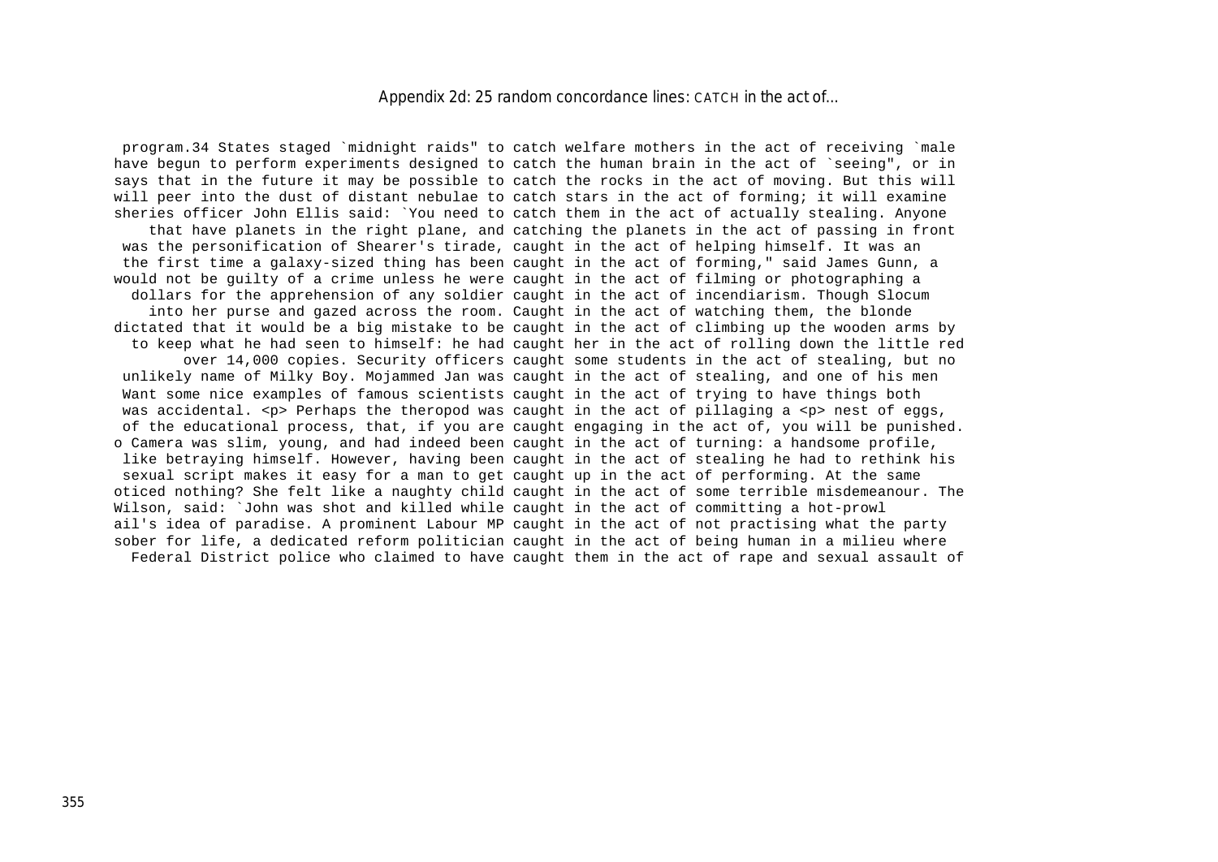## Appendix 2d: 25 random concordance lines: CATCH in the act of...

```
 program.34 States staged `midnight raids" to catch welfare mothers in the act of receiving `male
have begun to perform experiments designed to catch the human brain in the act of `seeing", or in
says that in the future it may be possible to catch the rocks in the act of moving. But this will
will peer into the dust of distant nebulae to catch stars in the act of forming; it will examine
sheries officer John Ellis said: `You need to catch them in the act of actually stealing. Anyone
    that have planets in the right plane, and catching the planets in the act of passing in front
 was the personification of Shearer's tirade, caught in the act of helping himself. It was an
 the first time a galaxy-sized thing has been caught in the act of forming," said James Gunn, a
would not be guilty of a crime unless he were caught in the act of filming or photographing a
  dollars for the apprehension of any soldier caught in the act of incendiarism. Though Slocum
    into her purse and gazed across the room. Caught in the act of watching them, the blonde
dictated that it would be a big mistake to be caught in the act of climbing up the wooden arms by
  to keep what he had seen to himself: he had caught her in the act of rolling down the little red
       over 14,000 copies. Security officers caught some students in the act of stealing, but no
 unlikely name of Milky Boy. Mojammed Jan was caught in the act of stealing, and one of his men
 Want some nice examples of famous scientists caught in the act of trying to have things both
 was accidental. <p> Perhaps the theropod was caught in the act of pillaging a <p> nest of eggs,
 of the educational process, that, if you are caught engaging in the act of, you will be punished.
o Camera was slim, young, and had indeed been caught in the act of turning: a handsome profile,
 like betraying himself. However, having been caught in the act of stealing he had to rethink his
 sexual script makes it easy for a man to get caught up in the act of performing. At the same
oticed nothing? She felt like a naughty child caught in the act of some terrible misdemeanour. The
Wilson, said: `John was shot and killed while caught in the act of committing a hot-prowl
ail's idea of paradise. A prominent Labour MP caught in the act of not practising what the party
sober for life, a dedicated reform politician caught in the act of being human in a milieu where
  Federal District police who claimed to have caught them in the act of rape and sexual assault of
```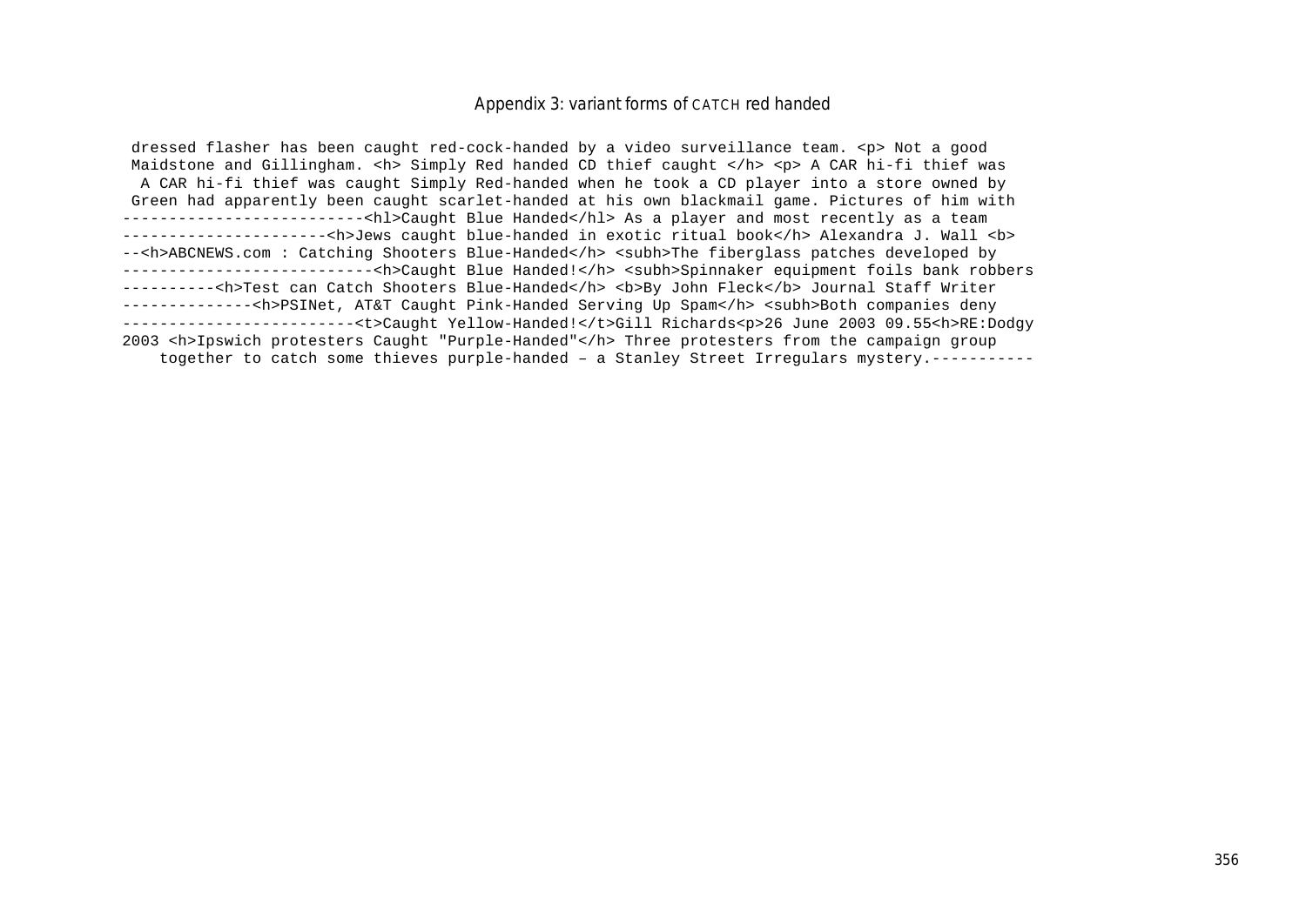## Appendix 3: variant forms of CATCH red handed

```
 dressed flasher has been caught red-cock-handed by a video surveillance team. <p> Not a good
 Maidstone and Gillingham. <h> Simply Red handed CD thief caught </h> <p> A CAR hi-fi thief was
  A CAR hi-fi thief was caught Simply Red-handed when he took a CD player into a store owned by
 Green had apparently been caught scarlet-handed at his own blackmail game. Pictures of him with
--------------------------<hl>Caught Blue Handed</hl> As a player and most recently as a team
----------------------<h>Jews caught blue-handed in exotic ritual book</h> Alexandra J. Wall <b>
--<h>ABCNEWS.com : Catching Shooters Blue-Handed</h> <subh>The fiberglass patches developed by
---------------------------<h>Caught Blue Handed!</h> <subh>Spinnaker equipment foils bank robbers
----------<h>Test can Catch Shooters Blue-Handed</h> <b>By John Fleck</b> Journal Staff Writer
--------------<h>PSINet, AT&T Caught Pink-Handed Serving Up Spam</h> <subh>Both companies deny
-------------------------<t>Caught Yellow-Handed!</t>Gill Richards<p>26 June 2003 09.55<h>RE:Dodgy
2003 <h>Ipswich protesters Caught "Purple-Handed"</h> Three protesters from the campaign group
    together to catch some thieves purple-handed – a Stanley Street Irregulars mystery.-----------
```